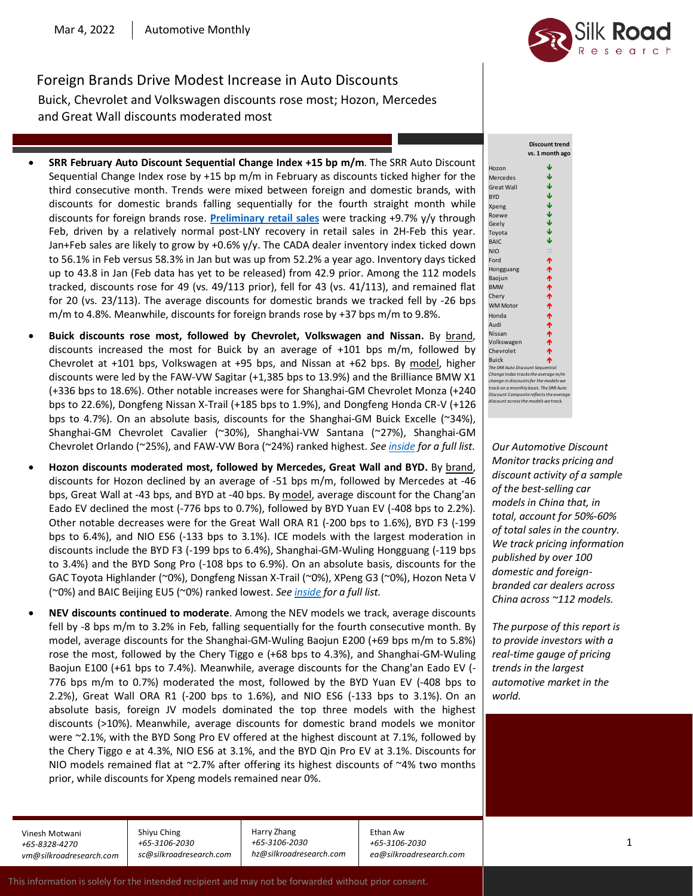Mar 4, 2022 | Automotive Monthly

# Foreign Brands Drive Modest Increase in Auto Discounts

## Buick, Chevrolet and Volkswagen discounts rose most; Hozon, Mercedes and Great Wall discounts moderated most

- **SRR February Auto Discount Sequential Change Index +15 bp m/m**. The SRR Auto Discount Sequential Change Index rose by +15 bp m/m in February as discounts ticked higher for the third consecutive month. Trends were mixed between foreign and domestic brands, with discounts for domestic brands falling sequentially for the fourth straight month while discounts for foreign brands rose. **Preliminary retail sales** were tracking +9.7% y/y through Feb, driven by a relatively normal post-LNY recovery in retail sales in 2H-Feb this year. Jan+Feb sales are likely to grow by +0.6% y/y. The CADA dealer inventory index ticked down to 56.1% in Feb versus 58.3% in Jan but was up from 52.2% a year ago. Inventory days ticked up to 43.8 in Jan (Feb data has yet to be released) from 42.9 prior. Among the 112 models tracked, discounts rose for 49 (vs. 49/113 prior), fell for 43 (vs. 41/113), and remained flat for 20 (vs. 23/113). The average discounts for domestic brands we tracked fell by -26 bps m/m to 4.8%. Meanwhile, discounts for foreign brands rose by +37 bps m/m to 9.8%.
- **Buick discounts rose most, followed by Chevrolet, Volkswagen and Nissan.** By brand, discounts increased the most for Buick by an average of +101 bps m/m, followed by Chevrolet at +101 bps, Volkswagen at +95 bps, and Nissan at +62 bps. By model, higher discounts were led by the FAW-VW Sagitar (+1,385 bps to 13.9%) and the Brilliance BMW X1 (+336 bps to 18.6%). Other notable increases were for Shanghai-GM Chevrolet Monza (+240 bps to 22.6%), Dongfeng Nissan X-Trail (+185 bps to 1.9%), and Dongfeng Honda CR-V (+126 bps to 4.7%). On an absolute basis, discounts for the Shanghai-GM Buick Excelle (~34%), Shanghai-GM Chevrolet Cavalier (~30%), Shanghai-VW Santana (~27%), Shanghai-GM Chevrolet Orlando (~25%), and FAW-VW Bora (~24%) ranked highest. *See inside for a full list.*
- **Hozon discounts moderated most, followed by Mercedes, Great Wall and BYD.** By brand, discounts for Hozon declined by an average of -51 bps m/m, followed by Mercedes at -46 bps, Great Wall at -43 bps, and BYD at -40 bps. By model, average discount for the Chang'an Eado EV declined the most (-776 bps to 0.7%), followed by BYD Yuan EV (-408 bps to 2.2%). Other notable decreases were for the Great Wall ORA R1 (-200 bps to 1.6%), BYD F3 (-199 bps to 6.4%), and NIO ES6 (-133 bps to 3.1%). ICE models with the largest moderation in discounts include the BYD F3 (-199 bps to 6.4%), Shanghai-GM-Wuling Hongguang (-119 bps to 3.4%) and the BYD Song Pro (-108 bps to 6.9%). On an absolute basis, discounts for the GAC Toyota Highlander (~0%), Dongfeng Nissan X-Trail (~0%), XPeng G3 (~0%), Hozon Neta V (~0%) and BAIC Beijing EU5 (~0%) ranked lowest. *See inside for a full list.*
- **NEV discounts continued to moderate**. Among the NEV models we track, average discounts fell by -8 bps m/m to 3.2% in Feb, falling sequentially for the fourth consecutive month. By model, average discounts for the Shanghai-GM-Wuling Baojun E200 (+69 bps m/m to 5.8%) rose the most, followed by the Chery Tiggo e (+68 bps to 4.3%), and Shanghai-GM-Wuling Baojun E100 (+61 bps to 7.4%). Meanwhile, average discounts for the Chang'an Eado EV (-776 bps m/m to 0.7%) moderated the most, followed by the BYD Yuan EV (-408 bps to 2.2%), Great Wall ORA R1 (-200 bps to 1.6%), and NIO ES6 (-133 bps to 3.1%). On an absolute basis, foreign JV models dominated the top three models with the highest discounts (>10%). Meanwhile, average discounts for domestic brand models we monitor were ~2.1%, with the BYD Song Pro EV offered at the highest discount at 7.1%, followed by the Chery Tiggo e at 4.3%, NIO ES6 at 3.1%, and the BYD Qin Pro EV at 3.1%. Discounts for NIO models remained flat at ~2.7% after offering its highest discounts of ~4% two months prior, while discounts for Xpeng models remained near 0%.

| | Discount trend vs. 1 month ago |
|---|---|
| Hozon | ↓ |
| Mercedes | ↓ |
| Great Wall | ↓ |
| BYD | ↓ |
| Xpeng | ↓ |
| Roewe | ↓ |
| Geely | ↓ |
| Toyota | ↓ |
| BAIC | ↓ |
| NIO | = |
| Ford | ↑ |
| Hongguang | ↑ |
| Baojun | ↑ |
| BMW | ↑ |
| Chery | ↑ |
| WM Motor | ↑ |
| Honda | ↑ |
| Audi | ↑ |
| Nissan | ↑ |
| Volkswagen | ↑ |
| Chevrolet | ↑ |
| Buick | ↑ |

*The SRR Auto Discount Sequential Change Index tracks the average m/m change in discounts for the models we track on a monthly basis. The SRR Auto Discount Composite reflects the average discount across the models we track.*

*Our Automotive Discount Monitor tracks pricing and discount activity of a sample of the best-selling car models in China that, in total, account for 50%-60% of total sales in the country. We track pricing information published by over 100 domestic and foreign-branded car dealers across China across ~112 models.*

*The purpose of this report is to provide investors with a real-time gauge of pricing trends in the largest automotive market in the world.*

| Vinesh Motwani | Shiyu Ching | Harry Zhang | Ethan Aw |
|---|---|---|---|
| *+65-8328-4270* | *+65-3106-2030* | *+65-3106-2030* | *+65-3106-2030* |
| *vm@silkroadresearch.com* | *sc@silkroadresearch.com* | *hz@silkroadresearch.com* | *ea@silkroadresearch.com* |

This information is solely for the intended recipient and may not be forwarded without prior consent.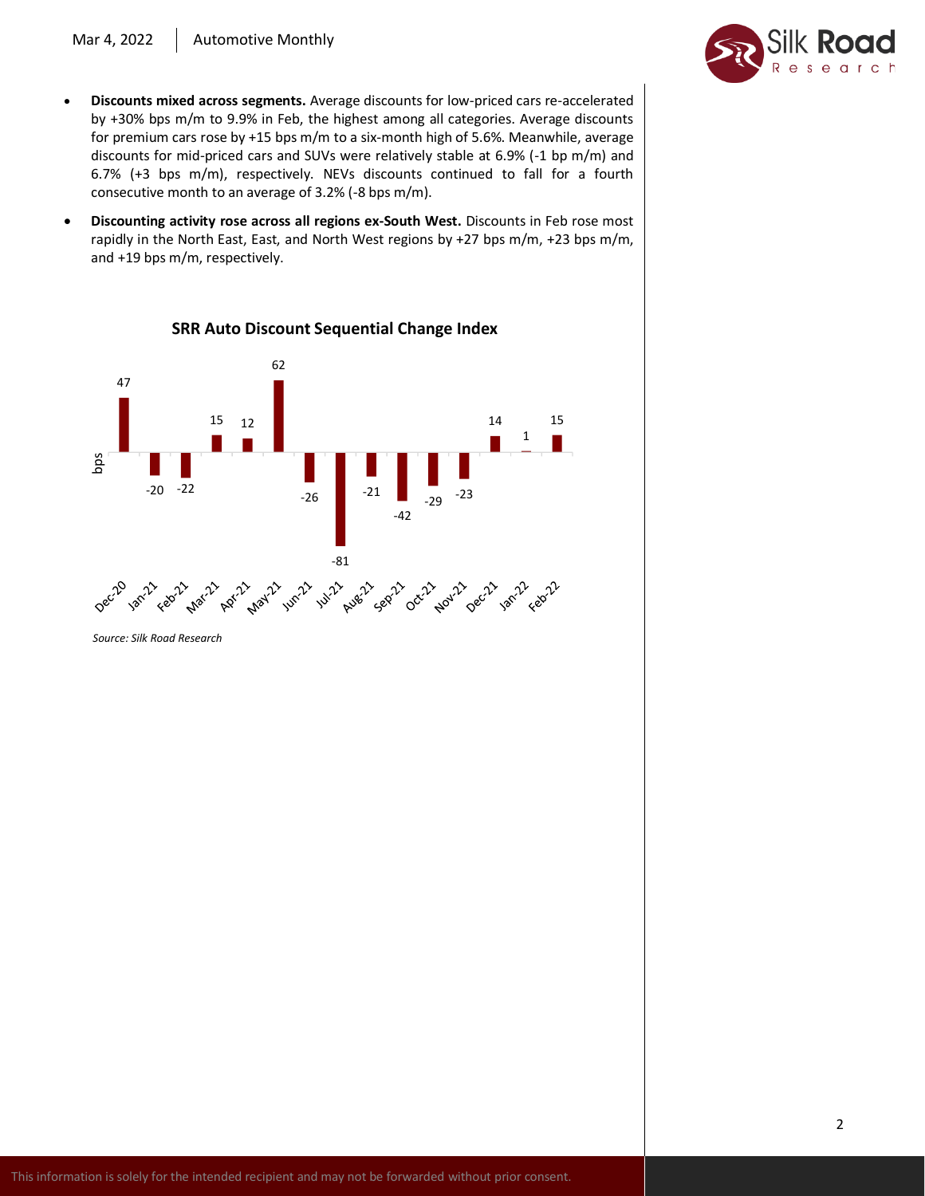- **Discounts mixed across segments.** Average discounts for low-priced cars re-accelerated by +30% bps m/m to 9.9% in Feb, the highest among all categories. Average discounts for premium cars rose by +15 bps m/m to a six-month high of 5.6%. Meanwhile, average discounts for mid-priced cars and SUVs were relatively stable at 6.9% (-1 bp m/m) and 6.7% (+3 bps m/m), respectively. NEVs discounts continued to fall for a fourth consecutive month to an average of 3.2% (-8 bps m/m).
- **Discounting activity rose across all regions ex-South West.** Discounts in Feb rose most rapidly in the North East, East, and North West regions by +27 bps m/m, +23 bps m/m, and +19 bps m/m, respectively.

**SRR Auto Discount Sequential Change Index**

| Month | bps |
| --- | --- |
| Dec-20 | 47 |
| Jan-21 | -20 |
| Feb-21 | -22 |
| Mar-21 | 15 |
| Apr-21 | 12 |
| May-21 | 62 |
| Jun-21 | -26 |
| Jul-21 | -81 |
| Aug-21 | -21 |
| Sep-21 | -42 |
| Oct-21 | -29 |
| Nov-21 | -23 |
| Dec-21 | 14 |
| Jan-22 | 1 |
| Feb-22 | 15 |

*Source: Silk Road Research*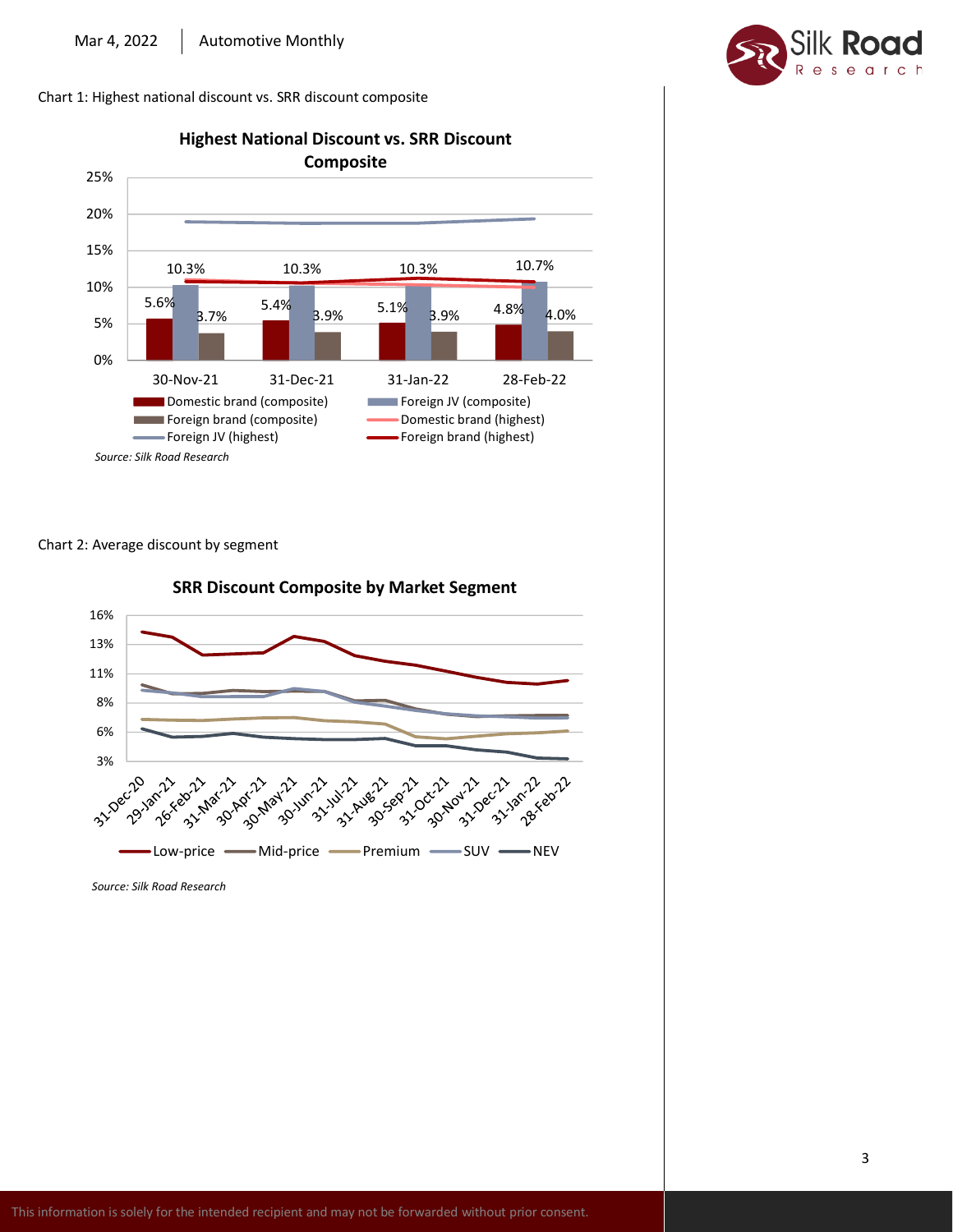Chart 1: Highest national discount vs. SRR discount composite

**Highest National Discount vs. SRR Discount Composite**

| | 30-Nov-21 | 31-Dec-21 | 31-Jan-22 | 28-Feb-22 |
|---|---|---|---|---|
| Domestic brand (composite) | 5.6% | 5.4% | 5.1% | 4.8% |
| Foreign JV (composite) | 10.3% | 10.3% | 10.3% | 10.7% |
| Foreign brand (composite) | 3.7% | 3.9% | 3.9% | 4.0% |

Legend: Domestic brand (composite), Foreign JV (composite), Foreign brand (composite), Domestic brand (highest), Foreign JV (highest), Foreign brand (highest)

*Source: Silk Road Research*

Chart 2: Average discount by segment

**SRR Discount Composite by Market Segment**

Legend: Low-price, Mid-price, Premium, SUV, NEV

*Source: Silk Road Research*

This information is solely for the intended recipient and may not be forwarded without prior consent.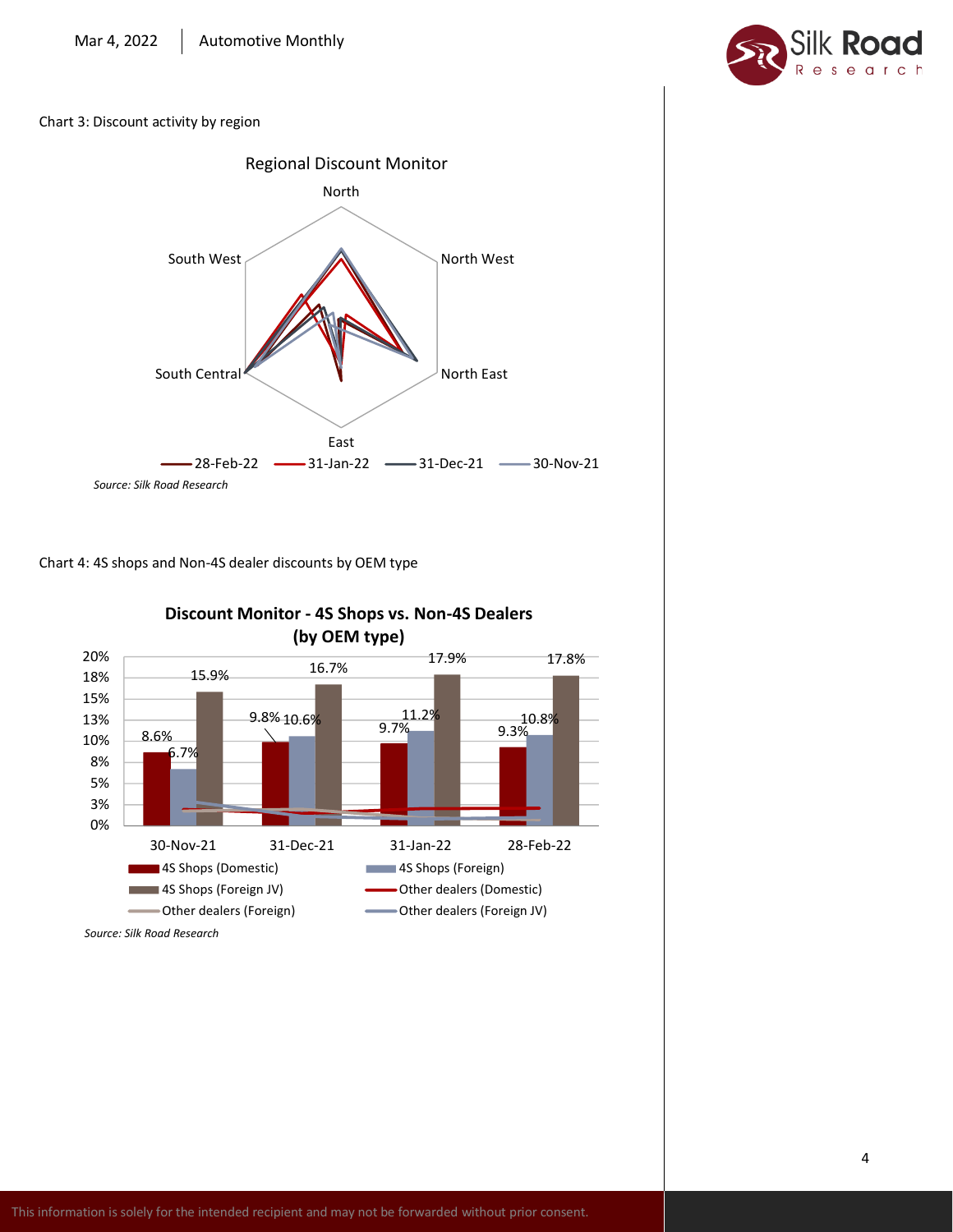Chart 3: Discount activity by region

Regional Discount Monitor

North

North West

North East

East

South Central

South West

28-Feb-22 | 31-Jan-22 | 31-Dec-21 | 30-Nov-21

*Source: Silk Road Research*

Chart 4: 4S shops and Non-4S dealer discounts by OEM type

**Discount Monitor - 4S Shops vs. Non-4S Dealers (by OEM type)**

| | 30-Nov-21 | 31-Dec-21 | 31-Jan-22 | 28-Feb-22 |
|---|---|---|---|---|
| 4S Shops (Domestic) | 8.6% | 9.8% | 9.7% | 9.3% |
| 4S Shops (Foreign) | 6.7% | 10.6% | 11.2% | 10.8% |
| 4S Shops (Foreign JV) | 15.9% | 16.7% | 17.9% | 17.8% |

Other dealers (Domestic) | Other dealers (Foreign) | Other dealers (Foreign JV)

*Source: Silk Road Research*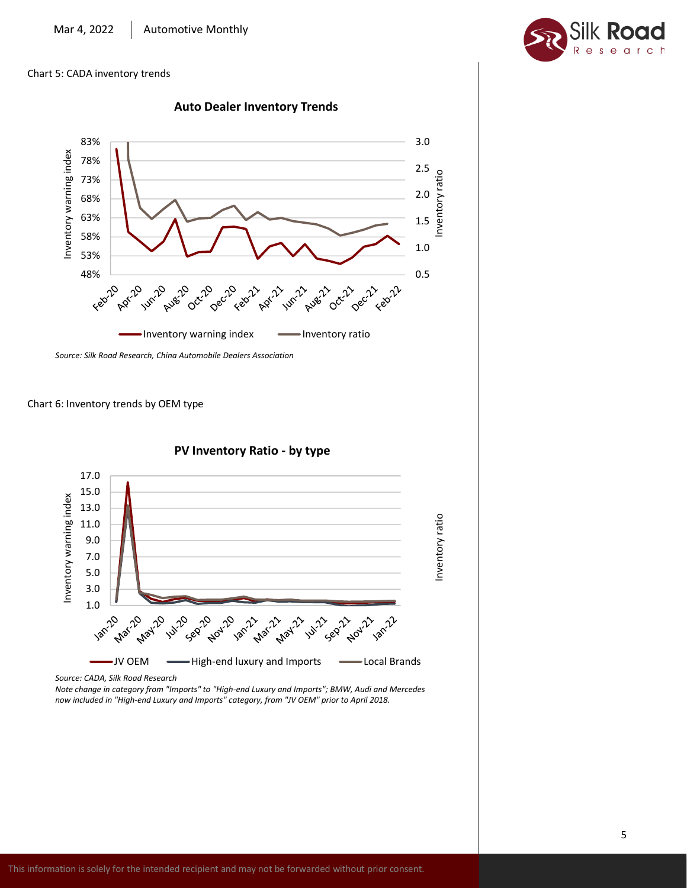Chart 5: CADA inventory trends

**Auto Dealer Inventory Trends**

Inventory warning index: 83%, 78%, 73%, 68%, 63%, 58%, 53%, 48%

Inventory ratio: 3.0, 2.5, 2.0, 1.5, 1.0, 0.5

Feb-20, Apr-20, Jun-20, Aug-20, Oct-20, Dec-20, Feb-21, Apr-21, Jun-21, Aug-21, Oct-21, Dec-21, Feb-22

Inventory warning index — Inventory ratio

*Source: Silk Road Research, China Automobile Dealers Association*

Chart 6: Inventory trends by OEM type

**PV Inventory Ratio - by type**

Inventory warning index: 17.0, 15.0, 13.0, 11.0, 9.0, 7.0, 5.0, 3.0, 1.0

Inventory ratio

Jan-20, Mar-20, May-20, Jul-20, Sep-20, Nov-20, Jan-21, Mar-21, May-21, Jul-21, Sep-21, Nov-21, Jan-22

JV OEM — High-end luxury and Imports — Local Brands

*Source: CADA, Silk Road Research*

*Note change in category from "Imports" to "High-end Luxury and Imports"; BMW, Audi and Mercedes now included in "High-end Luxury and Imports" category, from "JV OEM" prior to April 2018.*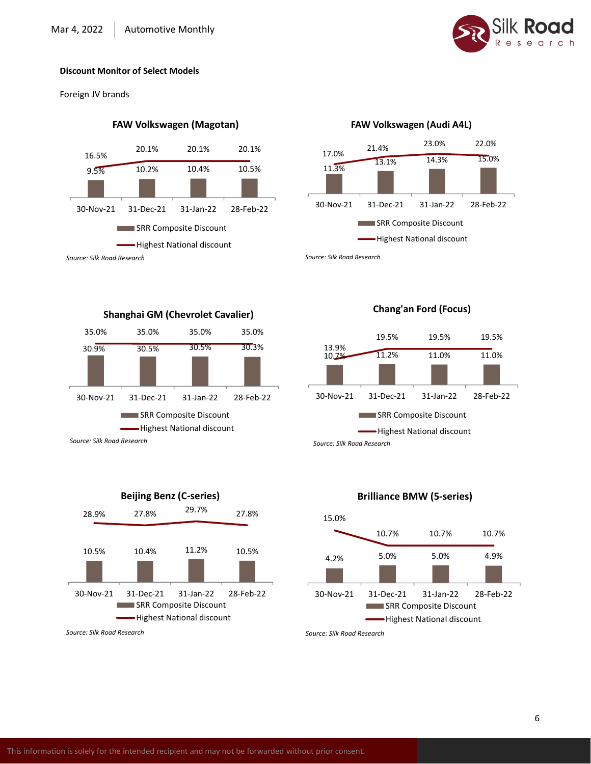**Discount Monitor of Select Models**

Foreign JV brands

**FAW Volkswagen (Magotan)**

| | 30-Nov-21 | 31-Dec-21 | 31-Jan-22 | 28-Feb-22 |
|---|---|---|---|---|
| SRR Composite Discount | 9.5% | 10.2% | 10.4% | 10.5% |
| Highest National discount | 16.5% | 20.1% | 20.1% | 20.1% |

*Source: Silk Road Research*

**FAW Volkswagen (Audi A4L)**

| | 30-Nov-21 | 31-Dec-21 | 31-Jan-22 | 28-Feb-22 |
|---|---|---|---|---|
| SRR Composite Discount | 11.3% | 13.1% | 14.3% | 15.0% |
| Highest National discount | 17.0% | 21.4% | 23.0% | 22.0% |

*Source: Silk Road Research*

**Shanghai GM (Chevrolet Cavalier)**

| | 30-Nov-21 | 31-Dec-21 | 31-Jan-22 | 28-Feb-22 |
|---|---|---|---|---|
| SRR Composite Discount | 30.9% | 30.5% | 30.5% | 30.3% |
| Highest National discount | 35.0% | 35.0% | 35.0% | 35.0% |

*Source: Silk Road Research*

**Chang'an Ford (Focus)**

| | 30-Nov-21 | 31-Dec-21 | 31-Jan-22 | 28-Feb-22 |
|---|---|---|---|---|
| SRR Composite Discount | 10.7% | 11.2% | 11.0% | 11.0% |
| Highest National discount | 13.9% | 19.5% | 19.5% | 19.5% |

*Source: Silk Road Research*

**Beijing Benz (C-series)**

| | 30-Nov-21 | 31-Dec-21 | 31-Jan-22 | 28-Feb-22 |
|---|---|---|---|---|
| SRR Composite Discount | 10.5% | 10.4% | 11.2% | 10.5% |
| Highest National discount | 28.9% | 27.8% | 29.7% | 27.8% |

*Source: Silk Road Research*

**Brilliance BMW (5-series)**

| | 30-Nov-21 | 31-Dec-21 | 31-Jan-22 | 28-Feb-22 |
|---|---|---|---|---|
| SRR Composite Discount | 4.2% | 5.0% | 5.0% | 4.9% |
| Highest National discount | 15.0% | 10.7% | 10.7% | 10.7% |

*Source: Silk Road Research*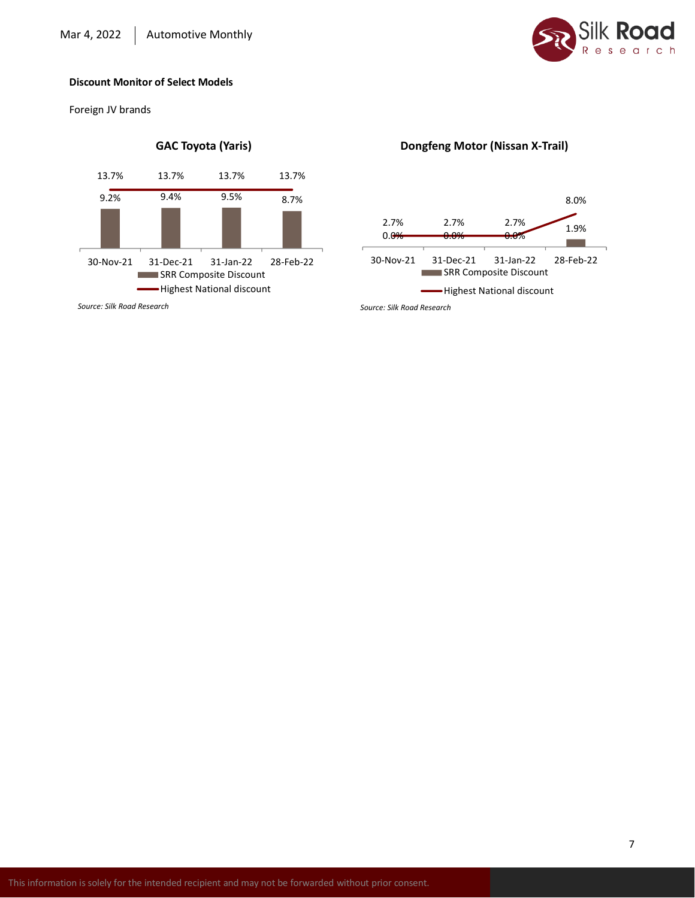**Discount Monitor of Select Models**

Foreign JV brands

**GAC Toyota (Yaris)**

| | 30-Nov-21 | 31-Dec-21 | 31-Jan-22 | 28-Feb-22 |
|---|---|---|---|---|
| SRR Composite Discount | 9.2% | 9.4% | 9.5% | 8.7% |
| Highest National discount | 13.7% | 13.7% | 13.7% | 13.7% |

*Source: Silk Road Research*

**Dongfeng Motor (Nissan X-Trail)**

| | 30-Nov-21 | 31-Dec-21 | 31-Jan-22 | 28-Feb-22 |
|---|---|---|---|---|
| SRR Composite Discount | 0.0% | 0.0% | 0.0% | 1.9% |
| Highest National discount | 2.7% | 2.7% | 2.7% | 8.0% |

*Source: Silk Road Research*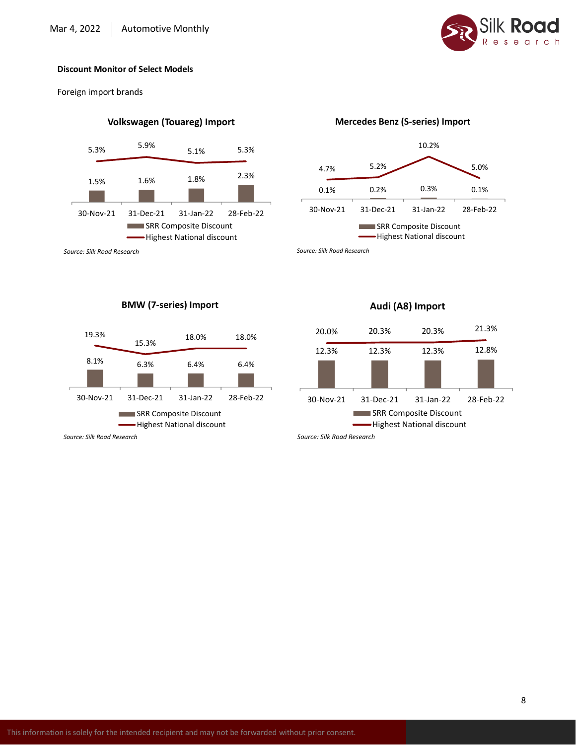**Discount Monitor of Select Models**

Foreign import brands

**Volkswagen (Touareg) Import**

| | 30-Nov-21 | 31-Dec-21 | 31-Jan-22 | 28-Feb-22 |
|---|---|---|---|---|
| SRR Composite Discount | 1.5% | 1.6% | 1.8% | 2.3% |
| Highest National discount | 5.3% | 5.9% | 5.1% | 5.3% |

*Source: Silk Road Research*

**Mercedes Benz (S-series) Import**

| | 30-Nov-21 | 31-Dec-21 | 31-Jan-22 | 28-Feb-22 |
|---|---|---|---|---|
| SRR Composite Discount | 0.1% | 0.2% | 0.3% | 0.1% |
| Highest National discount | 4.7% | 5.2% | 10.2% | 5.0% |

*Source: Silk Road Research*

**BMW (7-series) Import**

| | 30-Nov-21 | 31-Dec-21 | 31-Jan-22 | 28-Feb-22 |
|---|---|---|---|---|
| SRR Composite Discount | 8.1% | 6.3% | 6.4% | 6.4% |
| Highest National discount | 19.3% | 15.3% | 18.0% | 18.0% |

*Source: Silk Road Research*

**Audi (A8) Import**

| | 30-Nov-21 | 31-Dec-21 | 31-Jan-22 | 28-Feb-22 |
|---|---|---|---|---|
| SRR Composite Discount | 12.3% | 12.3% | 12.3% | 12.8% |
| Highest National discount | 20.0% | 20.3% | 20.3% | 21.3% |

*Source: Silk Road Research*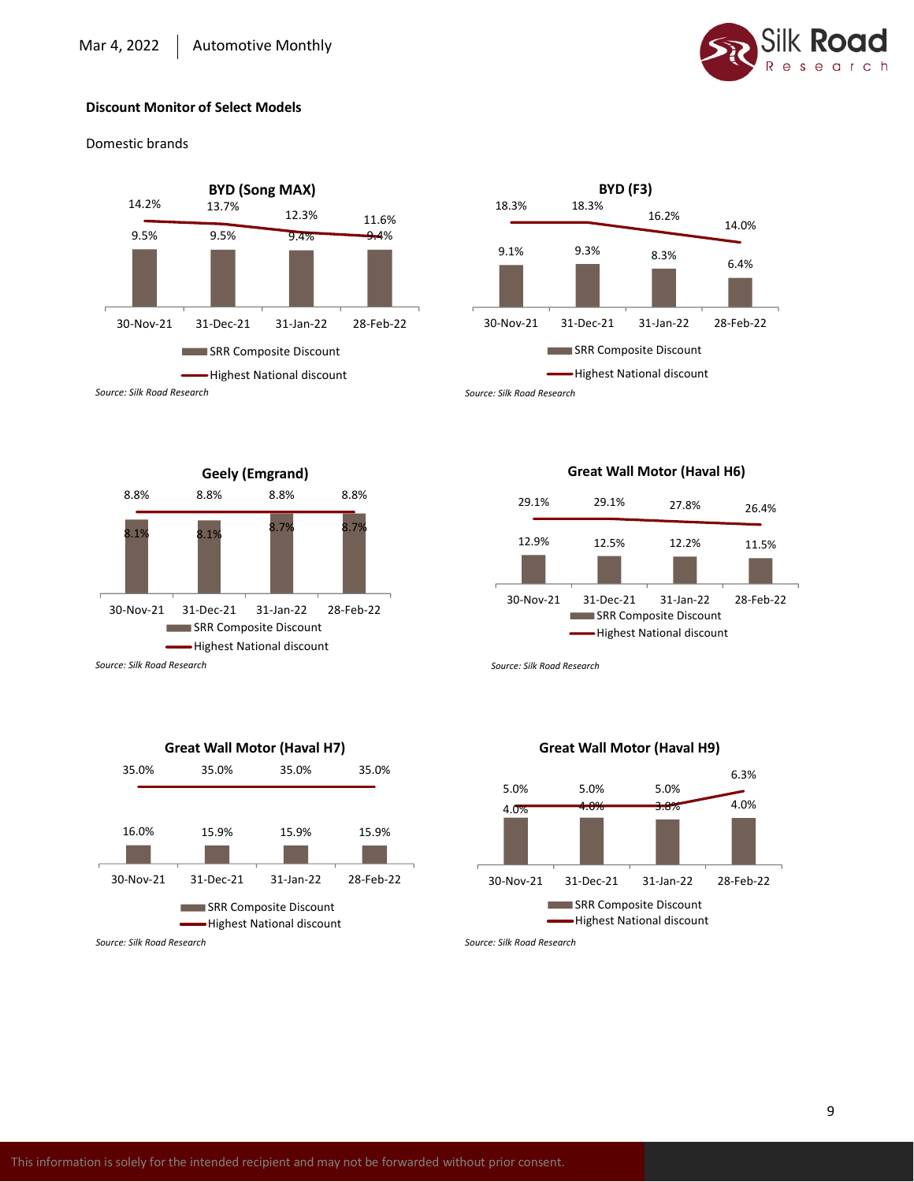## Discount Monitor of Select Models

Domestic brands

**BYD (Song MAX)**

| | 30-Nov-21 | 31-Dec-21 | 31-Jan-22 | 28-Feb-22 |
|---|---|---|---|---|
| SRR Composite Discount | 9.5% | 9.5% | 9.4% | 9.4% |
| Highest National discount | 14.2% | 13.7% | 12.3% | 11.6% |

*Source: Silk Road Research*

**BYD (F3)**

| | 30-Nov-21 | 31-Dec-21 | 31-Jan-22 | 28-Feb-22 |
|---|---|---|---|---|
| SRR Composite Discount | 9.1% | 9.3% | 8.3% | 6.4% |
| Highest National discount | 18.3% | 18.3% | 16.2% | 14.0% |

*Source: Silk Road Research*

**Geely (Emgrand)**

| | 30-Nov-21 | 31-Dec-21 | 31-Jan-22 | 28-Feb-22 |
|---|---|---|---|---|
| SRR Composite Discount | 8.1% | 8.1% | 8.7% | 8.7% |
| Highest National discount | 8.8% | 8.8% | 8.8% | 8.8% |

*Source: Silk Road Research*

**Great Wall Motor (Haval H6)**

| | 30-Nov-21 | 31-Dec-21 | 31-Jan-22 | 28-Feb-22 |
|---|---|---|---|---|
| SRR Composite Discount | 12.9% | 12.5% | 12.2% | 11.5% |
| Highest National discount | 29.1% | 29.1% | 27.8% | 26.4% |

*Source: Silk Road Research*

**Great Wall Motor (Haval H7)**

| | 30-Nov-21 | 31-Dec-21 | 31-Jan-22 | 28-Feb-22 |
|---|---|---|---|---|
| SRR Composite Discount | 16.0% | 15.9% | 15.9% | 15.9% |
| Highest National discount | 35.0% | 35.0% | 35.0% | 35.0% |

*Source: Silk Road Research*

**Great Wall Motor (Haval H9)**

| | 30-Nov-21 | 31-Dec-21 | 31-Jan-22 | 28-Feb-22 |
|---|---|---|---|---|
| SRR Composite Discount | 4.0% | 4.0% | 3.8% | 4.0% |
| Highest National discount | 5.0% | 5.0% | 5.0% | 6.3% |

*Source: Silk Road Research*

This information is solely for the intended recipient and may not be forwarded without prior consent.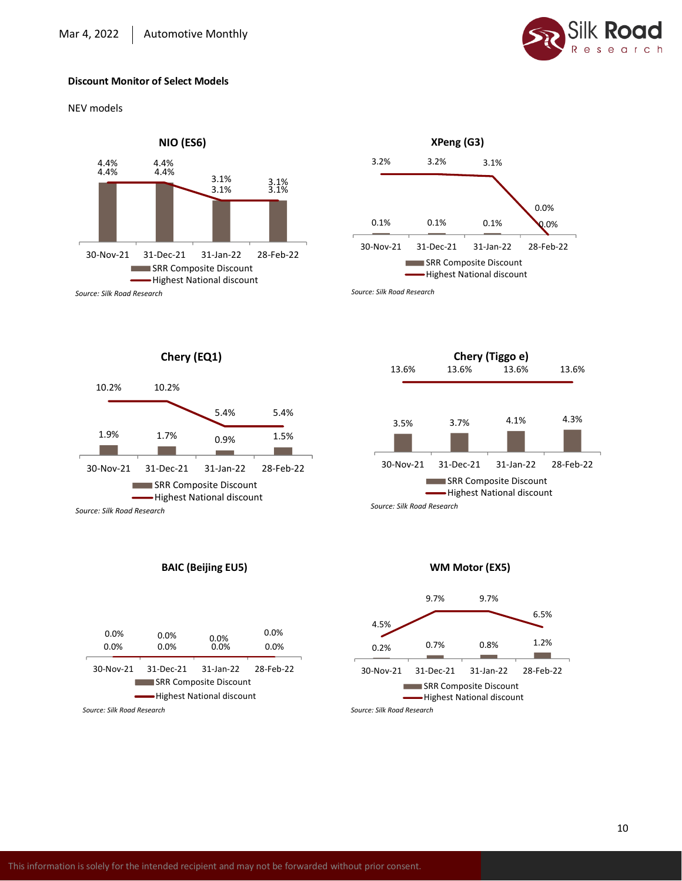**Discount Monitor of Select Models**

NEV models

**NIO (ES6)**

| | 30-Nov-21 | 31-Dec-21 | 31-Jan-22 | 28-Feb-22 |
|---|---|---|---|---|
| SRR Composite Discount | 4.4% | 4.4% | 3.1% | 3.1% |
| Highest National discount | 4.4% | 4.4% | 3.1% | 3.1% |

*Source: Silk Road Research*

**XPeng (G3)**

| | 30-Nov-21 | 31-Dec-21 | 31-Jan-22 | 28-Feb-22 |
|---|---|---|---|---|
| SRR Composite Discount | 0.1% | 0.1% | 0.1% | 0.0% |
| Highest National discount | 3.2% | 3.2% | 3.1% | 0.0% |

*Source: Silk Road Research*

**Chery (EQ1)**

| | 30-Nov-21 | 31-Dec-21 | 31-Jan-22 | 28-Feb-22 |
|---|---|---|---|---|
| SRR Composite Discount | 1.9% | 1.7% | 0.9% | 1.5% |
| Highest National discount | 10.2% | 10.2% | 5.4% | 5.4% |

*Source: Silk Road Research*

**Chery (Tiggo e)**

| | 30-Nov-21 | 31-Dec-21 | 31-Jan-22 | 28-Feb-22 |
|---|---|---|---|---|
| SRR Composite Discount | 3.5% | 3.7% | 4.1% | 4.3% |
| Highest National discount | 13.6% | 13.6% | 13.6% | 13.6% |

*Source: Silk Road Research*

**BAIC (Beijing EU5)**

| | 30-Nov-21 | 31-Dec-21 | 31-Jan-22 | 28-Feb-22 |
|---|---|---|---|---|
| SRR Composite Discount | 0.0% | 0.0% | 0.0% | 0.0% |
| Highest National discount | 0.0% | 0.0% | 0.0% | 0.0% |

*Source: Silk Road Research*

**WM Motor (EX5)**

| | 30-Nov-21 | 31-Dec-21 | 31-Jan-22 | 28-Feb-22 |
|---|---|---|---|---|
| SRR Composite Discount | 0.2% | 0.7% | 0.8% | 1.2% |
| Highest National discount | 4.5% | 9.7% | 9.7% | 6.5% |

*Source: Silk Road Research*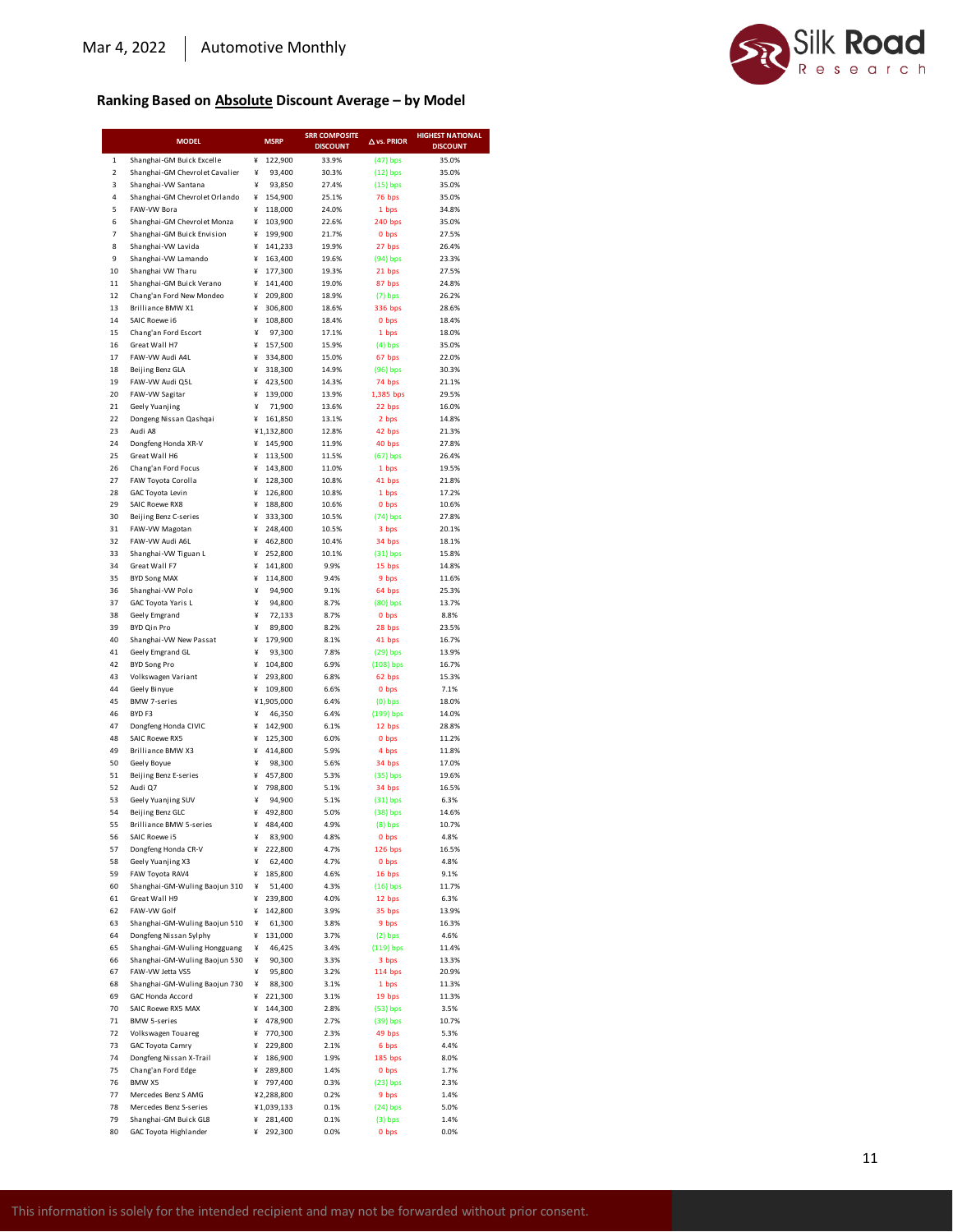## Ranking Based on <u>Absolute</u> Discount Average – by Model

| | MODEL | MSRP | SRR COMPOSITE DISCOUNT | Δ vs. PRIOR | HIGHEST NATIONAL DISCOUNT |
|---|---|---|---|---|---|
| 1 | Shanghai-GM Buick Excelle | ¥ 122,900 | 33.9% | (47) bps | 35.0% |
| 2 | Shanghai-GM Chevrolet Cavalier | ¥ 93,400 | 30.3% | (12) bps | 35.0% |
| 3 | Shanghai-VW Santana | ¥ 93,850 | 27.4% | (15) bps | 35.0% |
| 4 | Shanghai-GM Chevrolet Orlando | ¥ 154,900 | 25.1% | 76 bps | 35.0% |
| 5 | FAW-VW Bora | ¥ 118,000 | 24.0% | 1 bps | 34.8% |
| 6 | Shanghai-GM Chevrolet Monza | ¥ 103,900 | 22.6% | 240 bps | 35.0% |
| 7 | Shanghai-GM Buick Envision | ¥ 199,900 | 21.7% | 0 bps | 27.5% |
| 8 | Shanghai-VW Lavida | ¥ 141,233 | 19.9% | 27 bps | 26.4% |
| 9 | Shanghai-VW Lamando | ¥ 163,400 | 19.6% | (94) bps | 23.3% |
| 10 | Shanghai VW Tharu | ¥ 177,300 | 19.3% | 21 bps | 27.5% |
| 11 | Shanghai-GM Buick Verano | ¥ 141,400 | 19.0% | 87 bps | 24.8% |
| 12 | Chang'an Ford New Mondeo | ¥ 209,800 | 18.9% | (7) bps | 26.2% |
| 13 | Brilliance BMW X1 | ¥ 306,800 | 18.6% | 336 bps | 28.6% |
| 14 | SAIC Roewe i6 | ¥ 108,800 | 18.4% | 0 bps | 18.4% |
| 15 | Chang'an Ford Escort | ¥ 97,300 | 17.1% | 1 bps | 18.0% |
| 16 | Great Wall H7 | ¥ 157,500 | 15.9% | (4) bps | 35.0% |
| 17 | FAW-VW Audi A4L | ¥ 334,800 | 15.0% | 67 bps | 22.0% |
| 18 | Beijing Benz GLA | ¥ 318,300 | 14.9% | (96) bps | 30.3% |
| 19 | FAW-VW Audi Q5L | ¥ 423,500 | 14.3% | 74 bps | 21.1% |
| 20 | FAW-VW Sagitar | ¥ 139,000 | 13.9% | 1,385 bps | 29.5% |
| 21 | Geely Yuanjing | ¥ 71,900 | 13.6% | 22 bps | 16.0% |
| 22 | Dongeng Nissan Qashqai | ¥ 161,850 | 13.1% | 2 bps | 14.8% |
| 23 | Audi A8 | ¥1,132,800 | 12.8% | 42 bps | 21.3% |
| 24 | Dongfeng Honda XR-V | ¥ 145,900 | 11.9% | 40 bps | 27.8% |
| 25 | Great Wall H6 | ¥ 113,500 | 11.5% | (67) bps | 26.4% |
| 26 | Chang'an Ford Focus | ¥ 143,800 | 11.0% | 1 bps | 19.5% |
| 27 | FAW Toyota Corolla | ¥ 128,300 | 10.8% | 41 bps | 21.8% |
| 28 | GAC Toyota Levin | ¥ 126,800 | 10.8% | 1 bps | 17.2% |
| 29 | SAIC Roewe RX8 | ¥ 188,800 | 10.6% | 0 bps | 10.6% |
| 30 | Beijing Benz C-series | ¥ 333,300 | 10.5% | (74) bps | 27.8% |
| 31 | FAW-VW Magotan | ¥ 248,400 | 10.5% | 3 bps | 20.1% |
| 32 | FAW-VW Audi A6L | ¥ 462,800 | 10.4% | 34 bps | 18.1% |
| 33 | Shanghai-VW Tiguan L | ¥ 252,800 | 10.1% | (31) bps | 15.8% |
| 34 | Great Wall F7 | ¥ 141,800 | 9.9% | 15 bps | 14.8% |
| 35 | BYD Song MAX | ¥ 114,800 | 9.4% | 9 bps | 11.6% |
| 36 | Shanghai-VW Polo | ¥ 94,900 | 9.1% | 64 bps | 25.3% |
| 37 | GAC Toyota Yaris L | ¥ 94,800 | 8.7% | (80) bps | 13.7% |
| 38 | Geely Emgrand | ¥ 72,133 | 8.7% | 0 bps | 8.8% |
| 39 | BYD Qin Pro | ¥ 89,800 | 8.2% | 28 bps | 23.5% |
| 40 | Shanghai-VW New Passat | ¥ 179,900 | 8.1% | 41 bps | 16.7% |
| 41 | Geely Emgrand GL | ¥ 93,300 | 7.8% | (29) bps | 13.9% |
| 42 | BYD Song Pro | ¥ 104,800 | 6.9% | (108) bps | 16.7% |
| 43 | Volkswagen Variant | ¥ 293,800 | 6.8% | 62 bps | 15.3% |
| 44 | Geely Binyue | ¥ 109,800 | 6.6% | 0 bps | 7.1% |
| 45 | BMW 7-series | ¥1,905,000 | 6.4% | (0) bps | 18.0% |
| 46 | BYD F3 | ¥ 46,350 | 6.4% | (199) bps | 14.0% |
| 47 | Dongfeng Honda CIVIC | ¥ 142,900 | 6.1% | 12 bps | 28.8% |
| 48 | SAIC Roewe RX5 | ¥ 125,300 | 6.0% | 0 bps | 11.2% |
| 49 | Brilliance BMW X3 | ¥ 414,800 | 5.9% | 4 bps | 11.8% |
| 50 | Geely Boyue | ¥ 98,300 | 5.6% | 34 bps | 17.0% |
| 51 | Beijing Benz E-series | ¥ 457,800 | 5.3% | (35) bps | 19.6% |
| 52 | Audi Q7 | ¥ 798,800 | 5.1% | 34 bps | 16.5% |
| 53 | Geely Yuanjing SUV | ¥ 94,900 | 5.1% | (31) bps | 6.3% |
| 54 | Beijing Benz GLC | ¥ 492,800 | 5.0% | (38) bps | 14.6% |
| 55 | Brilliance BMW 5-series | ¥ 484,400 | 4.9% | (8) bps | 10.7% |
| 56 | SAIC Roewe i5 | ¥ 83,900 | 4.8% | 0 bps | 4.8% |
| 57 | Dongfeng Honda CR-V | ¥ 222,800 | 4.7% | 126 bps | 16.5% |
| 58 | Geely Yuanjing X3 | ¥ 62,400 | 4.7% | 0 bps | 4.8% |
| 59 | FAW Toyota RAV4 | ¥ 185,800 | 4.6% | 16 bps | 9.1% |
| 60 | Shanghai-GM-Wuling Baojun 310 | ¥ 51,400 | 4.3% | (16) bps | 11.7% |
| 61 | Great Wall H9 | ¥ 239,800 | 4.0% | 12 bps | 6.3% |
| 62 | FAW-VW Golf | ¥ 142,800 | 3.9% | 35 bps | 13.9% |
| 63 | Shanghai-GM-Wuling Baojun 510 | ¥ 61,300 | 3.8% | 9 bps | 16.3% |
| 64 | Dongfeng Nissan Sylphy | ¥ 131,000 | 3.7% | (2) bps | 4.6% |
| 65 | Shanghai-GM-Wuling Hongguang | ¥ 46,425 | 3.4% | (119) bps | 11.4% |
| 66 | Shanghai-GM-Wuling Baojun 530 | ¥ 90,300 | 3.3% | 3 bps | 13.3% |
| 67 | FAW-VW Jetta VS5 | ¥ 95,800 | 3.2% | 114 bps | 20.9% |
| 68 | Shanghai-GM-Wuling Baojun 730 | ¥ 88,300 | 3.1% | 1 bps | 11.3% |
| 69 | GAC Honda Accord | ¥ 221,300 | 3.1% | 19 bps | 11.3% |
| 70 | SAIC Roewe RX5 MAX | ¥ 144,300 | 2.8% | (53) bps | 3.5% |
| 71 | BMW 5-series | ¥ 478,900 | 2.7% | (39) bps | 10.7% |
| 72 | Volkswagen Touareg | ¥ 770,300 | 2.3% | 49 bps | 5.3% |
| 73 | GAC Toyota Camry | ¥ 229,800 | 2.1% | 6 bps | 4.4% |
| 74 | Dongfeng Nissan X-Trail | ¥ 186,900 | 1.9% | 185 bps | 8.0% |
| 75 | Chang'an Ford Edge | ¥ 289,800 | 1.4% | 0 bps | 1.7% |
| 76 | BMW X5 | ¥ 797,400 | 0.3% | (23) bps | 2.3% |
| 77 | Mercedes Benz S AMG | ¥2,288,800 | 0.2% | 9 bps | 1.4% |
| 78 | Mercedes Benz S-series | ¥1,039,133 | 0.1% | (24) bps | 5.0% |
| 79 | Shanghai-GM Buick GL8 | ¥ 281,400 | 0.1% | (3) bps | 1.4% |
| 80 | GAC Toyota Highlander | ¥ 292,300 | 0.0% | 0 bps | 0.0% |

This information is solely for the intended recipient and may not be forwarded without prior consent.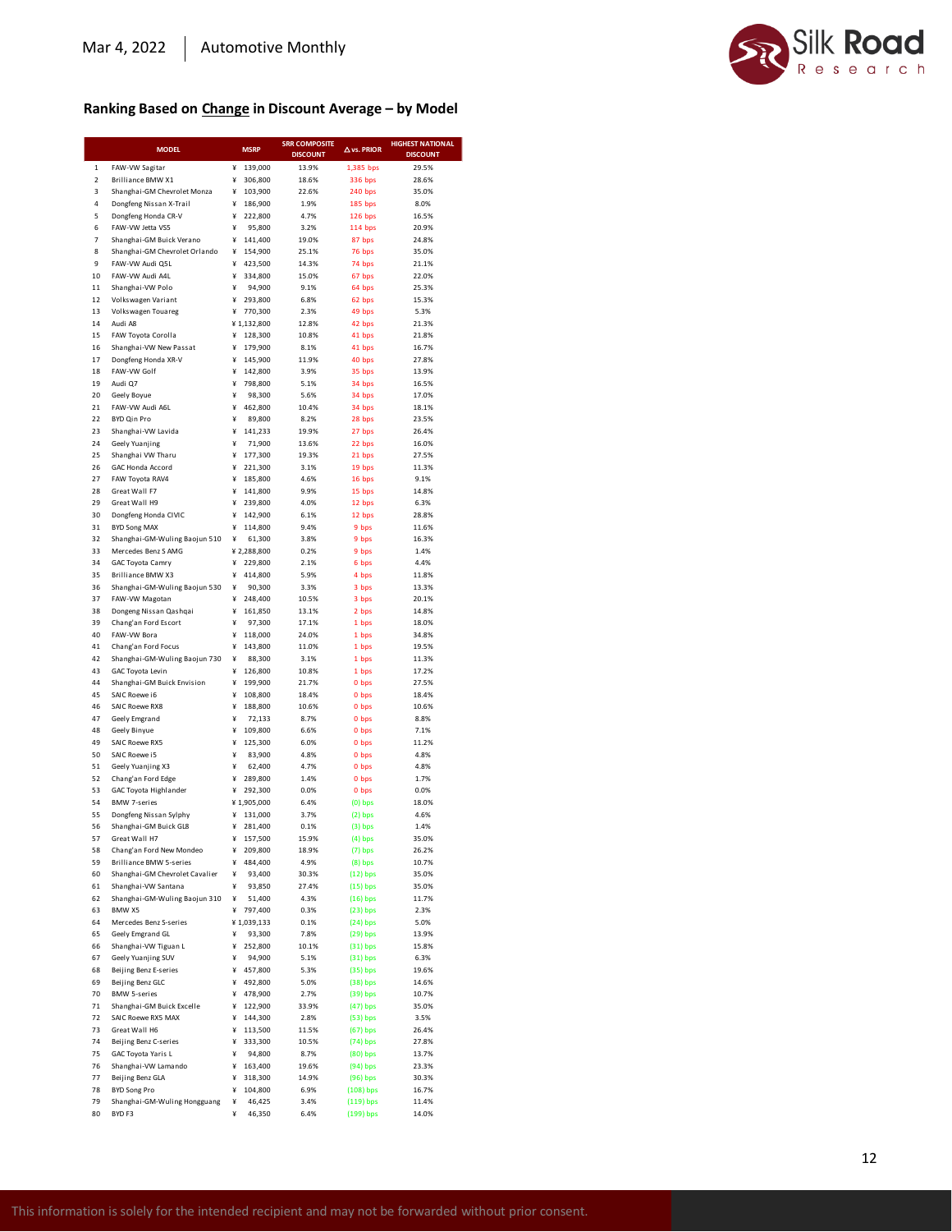## Ranking Based on Change in Discount Average – by Model

| | MODEL | MSRP | SRR COMPOSITE DISCOUNT | Δ vs. PRIOR | HIGHEST NATIONAL DISCOUNT |
|---|---|---|---|---|---|
| 1 | FAW-VW Sagitar | ¥ 139,000 | 13.9% | 1,385 bps | 29.5% |
| 2 | Brilliance BMW X1 | ¥ 306,800 | 18.6% | 336 bps | 28.6% |
| 3 | Shanghai-GM Chevrolet Monza | ¥ 103,900 | 22.6% | 240 bps | 35.0% |
| 4 | Dongfeng Nissan X-Trail | ¥ 186,900 | 1.9% | 185 bps | 8.0% |
| 5 | Dongfeng Honda CR-V | ¥ 222,800 | 4.7% | 126 bps | 16.5% |
| 6 | FAW-VW Jetta VS5 | ¥ 95,800 | 3.2% | 114 bps | 20.9% |
| 7 | Shanghai-GM Buick Verano | ¥ 141,400 | 19.0% | 87 bps | 24.8% |
| 8 | Shanghai-GM Chevrolet Orlando | ¥ 154,900 | 25.1% | 76 bps | 35.0% |
| 9 | FAW-VW Audi Q5L | ¥ 423,500 | 14.3% | 74 bps | 21.1% |
| 10 | FAW-VW Audi A4L | ¥ 334,800 | 15.0% | 67 bps | 22.0% |
| 11 | Shanghai-VW Polo | ¥ 94,900 | 9.1% | 64 bps | 25.3% |
| 12 | Volkswagen Variant | ¥ 293,800 | 6.8% | 62 bps | 15.3% |
| 13 | Volkswagen Touareg | ¥ 770,300 | 2.3% | 49 bps | 5.3% |
| 14 | Audi A8 | ¥ 1,132,800 | 12.8% | 42 bps | 21.3% |
| 15 | FAW Toyota Corolla | ¥ 128,300 | 10.8% | 41 bps | 21.8% |
| 16 | Shanghai-VW New Passat | ¥ 179,900 | 8.1% | 41 bps | 16.7% |
| 17 | Dongfeng Honda XR-V | ¥ 145,900 | 11.9% | 40 bps | 27.8% |
| 18 | FAW-VW Golf | ¥ 142,800 | 3.9% | 35 bps | 13.9% |
| 19 | Audi Q7 | ¥ 798,800 | 5.1% | 34 bps | 16.5% |
| 20 | Geely Boyue | ¥ 98,300 | 5.6% | 34 bps | 17.0% |
| 21 | FAW-VW Audi A6L | ¥ 462,800 | 10.4% | 34 bps | 18.1% |
| 22 | BYD Qin Pro | ¥ 89,800 | 8.2% | 28 bps | 23.5% |
| 23 | Shanghai-VW Lavida | ¥ 141,233 | 19.9% | 27 bps | 26.4% |
| 24 | Geely Yuanjing | ¥ 71,900 | 13.6% | 22 bps | 16.0% |
| 25 | Shanghai VW Tharu | ¥ 177,300 | 19.3% | 21 bps | 27.5% |
| 26 | GAC Honda Accord | ¥ 221,300 | 3.1% | 19 bps | 11.3% |
| 27 | FAW Toyota RAV4 | ¥ 185,800 | 4.6% | 16 bps | 9.1% |
| 28 | Great Wall F7 | ¥ 141,800 | 9.9% | 15 bps | 14.8% |
| 29 | Great Wall H9 | ¥ 239,800 | 4.0% | 12 bps | 6.3% |
| 30 | Dongfeng Honda CIVIC | ¥ 142,900 | 6.1% | 12 bps | 28.8% |
| 31 | BYD Song MAX | ¥ 114,800 | 9.4% | 9 bps | 11.6% |
| 32 | Shanghai-GM-Wuling Baojun 510 | ¥ 61,300 | 3.8% | 9 bps | 16.3% |
| 33 | Mercedes Benz S AMG | ¥ 2,288,800 | 0.2% | 9 bps | 1.4% |
| 34 | GAC Toyota Camry | ¥ 229,800 | 2.1% | 6 bps | 4.4% |
| 35 | Brilliance BMW X3 | ¥ 414,800 | 5.9% | 4 bps | 11.8% |
| 36 | Shanghai-GM-Wuling Baojun 530 | ¥ 90,300 | 3.3% | 3 bps | 13.3% |
| 37 | FAW-VW Magotan | ¥ 248,400 | 10.5% | 3 bps | 20.1% |
| 38 | Dongeng Nissan Qashqai | ¥ 161,850 | 13.1% | 2 bps | 14.8% |
| 39 | Chang'an Ford Escort | ¥ 97,300 | 17.1% | 1 bps | 18.0% |
| 40 | FAW-VW Bora | ¥ 118,000 | 24.0% | 1 bps | 34.8% |
| 41 | Chang'an Ford Focus | ¥ 143,800 | 11.0% | 1 bps | 19.5% |
| 42 | Shanghai-GM-Wuling Baojun 730 | ¥ 88,300 | 3.1% | 1 bps | 11.3% |
| 43 | GAC Toyota Levin | ¥ 126,800 | 10.8% | 1 bps | 17.2% |
| 44 | Shanghai-GM Buick Envision | ¥ 199,900 | 21.7% | 0 bps | 27.5% |
| 45 | SAIC Roewe i6 | ¥ 108,800 | 18.4% | 0 bps | 18.4% |
| 46 | SAIC Roewe RX8 | ¥ 188,800 | 10.6% | 0 bps | 10.6% |
| 47 | Geely Emgrand | ¥ 72,133 | 8.7% | 0 bps | 8.8% |
| 48 | Geely Binyue | ¥ 109,800 | 6.6% | 0 bps | 7.1% |
| 49 | SAIC Roewe RX5 | ¥ 125,300 | 6.0% | 0 bps | 11.2% |
| 50 | SAIC Roewe i5 | ¥ 83,900 | 4.8% | 0 bps | 4.8% |
| 51 | Geely Yuanjing X3 | ¥ 62,400 | 4.7% | 0 bps | 4.8% |
| 52 | Chang'an Ford Edge | ¥ 289,800 | 1.4% | 0 bps | 1.7% |
| 53 | GAC Toyota Highlander | ¥ 292,300 | 0.0% | 0 bps | 0.0% |
| 54 | BMW 7-series | ¥ 1,905,000 | 6.4% | (0) bps | 18.0% |
| 55 | Dongfeng Nissan Sylphy | ¥ 131,000 | 3.7% | (2) bps | 4.6% |
| 56 | Shanghai-GM Buick GL8 | ¥ 281,400 | 0.1% | (3) bps | 1.4% |
| 57 | Great Wall H7 | ¥ 157,500 | 15.9% | (4) bps | 35.0% |
| 58 | Chang'an Ford New Mondeo | ¥ 209,800 | 18.9% | (7) bps | 26.2% |
| 59 | Brilliance BMW 5-series | ¥ 484,400 | 4.9% | (8) bps | 10.7% |
| 60 | Shanghai-GM Chevrolet Cavalier | ¥ 93,400 | 30.3% | (12) bps | 35.0% |
| 61 | Shanghai-VW Santana | ¥ 93,850 | 27.4% | (15) bps | 35.0% |
| 62 | Shanghai-GM-Wuling Baojun 310 | ¥ 51,400 | 4.3% | (16) bps | 11.7% |
| 63 | BMW X5 | ¥ 797,400 | 0.3% | (23) bps | 2.3% |
| 64 | Mercedes Benz S-series | ¥ 1,039,133 | 0.1% | (24) bps | 5.0% |
| 65 | Geely Emgrand GL | ¥ 93,300 | 7.8% | (29) bps | 13.9% |
| 66 | Shanghai-VW Tiguan L | ¥ 252,800 | 10.1% | (31) bps | 15.8% |
| 67 | Geely Yuanjing SUV | ¥ 94,900 | 5.1% | (31) bps | 6.3% |
| 68 | Beijing Benz E-series | ¥ 457,800 | 5.3% | (35) bps | 19.6% |
| 69 | Beijing Benz GLC | ¥ 492,800 | 5.0% | (38) bps | 14.6% |
| 70 | BMW 5-series | ¥ 478,900 | 2.7% | (39) bps | 10.7% |
| 71 | Shanghai-GM Buick Excelle | ¥ 122,900 | 33.9% | (47) bps | 35.0% |
| 72 | SAIC Roewe RX5 MAX | ¥ 144,300 | 2.8% | (53) bps | 3.5% |
| 73 | Great Wall H6 | ¥ 113,500 | 11.5% | (67) bps | 26.4% |
| 74 | Beijing Benz C-series | ¥ 333,300 | 10.5% | (74) bps | 27.8% |
| 75 | GAC Toyota Yaris L | ¥ 94,800 | 8.7% | (80) bps | 13.7% |
| 76 | Shanghai-VW Lamando | ¥ 163,400 | 19.6% | (94) bps | 23.3% |
| 77 | Beijing Benz GLA | ¥ 318,300 | 14.9% | (96) bps | 30.3% |
| 78 | BYD Song Pro | ¥ 104,800 | 6.9% | (108) bps | 16.7% |
| 79 | Shanghai-GM-Wuling Hongguang | ¥ 46,425 | 3.4% | (119) bps | 11.4% |
| 80 | BYD F3 | ¥ 46,350 | 6.4% | (199) bps | 14.0% |

This information is solely for the intended recipient and may not be forwarded without prior consent.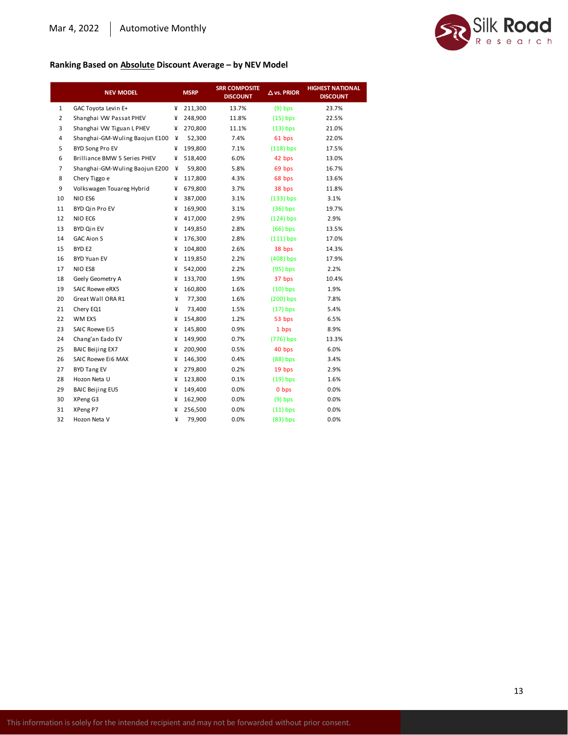## Ranking Based on Absolute Discount Average – by NEV Model

| | NEV MODEL | MSRP | SRR COMPOSITE DISCOUNT | △ vs. PRIOR | HIGHEST NATIONAL DISCOUNT |
|---|---|---|---|---|---|
| 1 | GAC Toyota Levin E+ | ¥ 211,300 | 13.7% | (9) bps | 23.7% |
| 2 | Shanghai VW Passat PHEV | ¥ 248,900 | 11.8% | (15) bps | 22.5% |
| 3 | Shanghai VW Tiguan L PHEV | ¥ 270,800 | 11.1% | (13) bps | 21.0% |
| 4 | Shanghai-GM-Wuling Baojun E100 | ¥ 52,300 | 7.4% | 61 bps | 22.0% |
| 5 | BYD Song Pro EV | ¥ 199,800 | 7.1% | (118) bps | 17.5% |
| 6 | Brilliance BMW 5 Series PHEV | ¥ 518,400 | 6.0% | 42 bps | 13.0% |
| 7 | Shanghai-GM-Wuling Baojun E200 | ¥ 59,800 | 5.8% | 69 bps | 16.7% |
| 8 | Chery Tiggo e | ¥ 117,800 | 4.3% | 68 bps | 13.6% |
| 9 | Volkswagen Touareg Hybrid | ¥ 679,800 | 3.7% | 38 bps | 11.8% |
| 10 | NIO ES6 | ¥ 387,000 | 3.1% | (133) bps | 3.1% |
| 11 | BYD Qin Pro EV | ¥ 169,900 | 3.1% | (36) bps | 19.7% |
| 12 | NIO EC6 | ¥ 417,000 | 2.9% | (124) bps | 2.9% |
| 13 | BYD Qin EV | ¥ 149,850 | 2.8% | (66) bps | 13.5% |
| 14 | GAC Aion S | ¥ 176,300 | 2.8% | (111) bps | 17.0% |
| 15 | BYD E2 | ¥ 104,800 | 2.6% | 38 bps | 14.3% |
| 16 | BYD Yuan EV | ¥ 119,850 | 2.2% | (408) bps | 17.9% |
| 17 | NIO ES8 | ¥ 542,000 | 2.2% | (95) bps | 2.2% |
| 18 | Geely Geometry A | ¥ 133,700 | 1.9% | 37 bps | 10.4% |
| 19 | SAIC Roewe eRX5 | ¥ 160,800 | 1.6% | (10) bps | 1.9% |
| 20 | Great Wall ORA R1 | ¥ 77,300 | 1.6% | (200) bps | 7.8% |
| 21 | Chery EQ1 | ¥ 73,400 | 1.5% | (17) bps | 5.4% |
| 22 | WM EX5 | ¥ 154,800 | 1.2% | 53 bps | 6.5% |
| 23 | SAIC Roewe Ei5 | ¥ 145,800 | 0.9% | 1 bps | 8.9% |
| 24 | Chang'an Eado EV | ¥ 149,900 | 0.7% | (776) bps | 13.3% |
| 25 | BAIC Beijing EX7 | ¥ 200,900 | 0.5% | 40 bps | 6.0% |
| 26 | SAIC Roewe Ei6 MAX | ¥ 146,300 | 0.4% | (88) bps | 3.4% |
| 27 | BYD Tang EV | ¥ 279,800 | 0.2% | 19 bps | 2.9% |
| 28 | Hozon Neta U | ¥ 123,800 | 0.1% | (19) bps | 1.6% |
| 29 | BAIC Beijing EU5 | ¥ 149,400 | 0.0% | 0 bps | 0.0% |
| 30 | XPeng G3 | ¥ 162,900 | 0.0% | (9) bps | 0.0% |
| 31 | XPeng P7 | ¥ 256,500 | 0.0% | (11) bps | 0.0% |
| 32 | Hozon Neta V | ¥ 79,900 | 0.0% | (83) bps | 0.0% |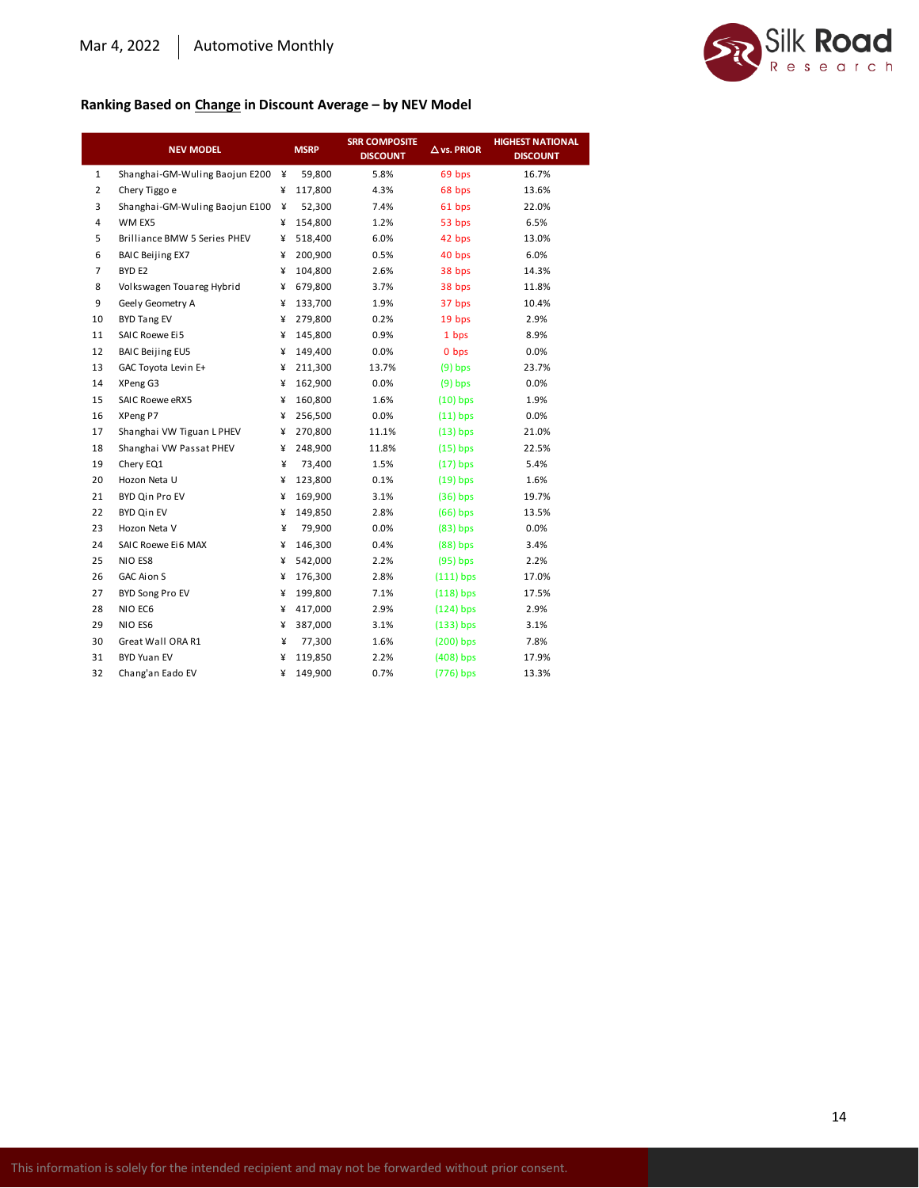## Ranking Based on Change in Discount Average – by NEV Model

| | NEV MODEL | MSRP | SRR COMPOSITE DISCOUNT | △ vs. PRIOR | HIGHEST NATIONAL DISCOUNT |
|---|---|---|---|---|---|
| 1 | Shanghai-GM-Wuling Baojun E200 | ¥ 59,800 | 5.8% | 69 bps | 16.7% |
| 2 | Chery Tiggo e | ¥ 117,800 | 4.3% | 68 bps | 13.6% |
| 3 | Shanghai-GM-Wuling Baojun E100 | ¥ 52,300 | 7.4% | 61 bps | 22.0% |
| 4 | WM EX5 | ¥ 154,800 | 1.2% | 53 bps | 6.5% |
| 5 | Brilliance BMW 5 Series PHEV | ¥ 518,400 | 6.0% | 42 bps | 13.0% |
| 6 | BAIC Beijing EX7 | ¥ 200,900 | 0.5% | 40 bps | 6.0% |
| 7 | BYD E2 | ¥ 104,800 | 2.6% | 38 bps | 14.3% |
| 8 | Volkswagen Touareg Hybrid | ¥ 679,800 | 3.7% | 38 bps | 11.8% |
| 9 | Geely Geometry A | ¥ 133,700 | 1.9% | 37 bps | 10.4% |
| 10 | BYD Tang EV | ¥ 279,800 | 0.2% | 19 bps | 2.9% |
| 11 | SAIC Roewe Ei5 | ¥ 145,800 | 0.9% | 1 bps | 8.9% |
| 12 | BAIC Beijing EU5 | ¥ 149,400 | 0.0% | 0 bps | 0.0% |
| 13 | GAC Toyota Levin E+ | ¥ 211,300 | 13.7% | (9) bps | 23.7% |
| 14 | XPeng G3 | ¥ 162,900 | 0.0% | (9) bps | 0.0% |
| 15 | SAIC Roewe eRX5 | ¥ 160,800 | 1.6% | (10) bps | 1.9% |
| 16 | XPeng P7 | ¥ 256,500 | 0.0% | (11) bps | 0.0% |
| 17 | Shanghai VW Tiguan L PHEV | ¥ 270,800 | 11.1% | (13) bps | 21.0% |
| 18 | Shanghai VW Passat PHEV | ¥ 248,900 | 11.8% | (15) bps | 22.5% |
| 19 | Chery EQ1 | ¥ 73,400 | 1.5% | (17) bps | 5.4% |
| 20 | Hozon Neta U | ¥ 123,800 | 0.1% | (19) bps | 1.6% |
| 21 | BYD Qin Pro EV | ¥ 169,900 | 3.1% | (36) bps | 19.7% |
| 22 | BYD Qin EV | ¥ 149,850 | 2.8% | (66) bps | 13.5% |
| 23 | Hozon Neta V | ¥ 79,900 | 0.0% | (83) bps | 0.0% |
| 24 | SAIC Roewe Ei6 MAX | ¥ 146,300 | 0.4% | (88) bps | 3.4% |
| 25 | NIO ES8 | ¥ 542,000 | 2.2% | (95) bps | 2.2% |
| 26 | GAC Aion S | ¥ 176,300 | 2.8% | (111) bps | 17.0% |
| 27 | BYD Song Pro EV | ¥ 199,800 | 7.1% | (118) bps | 17.5% |
| 28 | NIO EC6 | ¥ 417,000 | 2.9% | (124) bps | 2.9% |
| 29 | NIO ES6 | ¥ 387,000 | 3.1% | (133) bps | 3.1% |
| 30 | Great Wall ORA R1 | ¥ 77,300 | 1.6% | (200) bps | 7.8% |
| 31 | BYD Yuan EV | ¥ 119,850 | 2.2% | (408) bps | 17.9% |
| 32 | Chang'an Eado EV | ¥ 149,900 | 0.7% | (776) bps | 13.3% |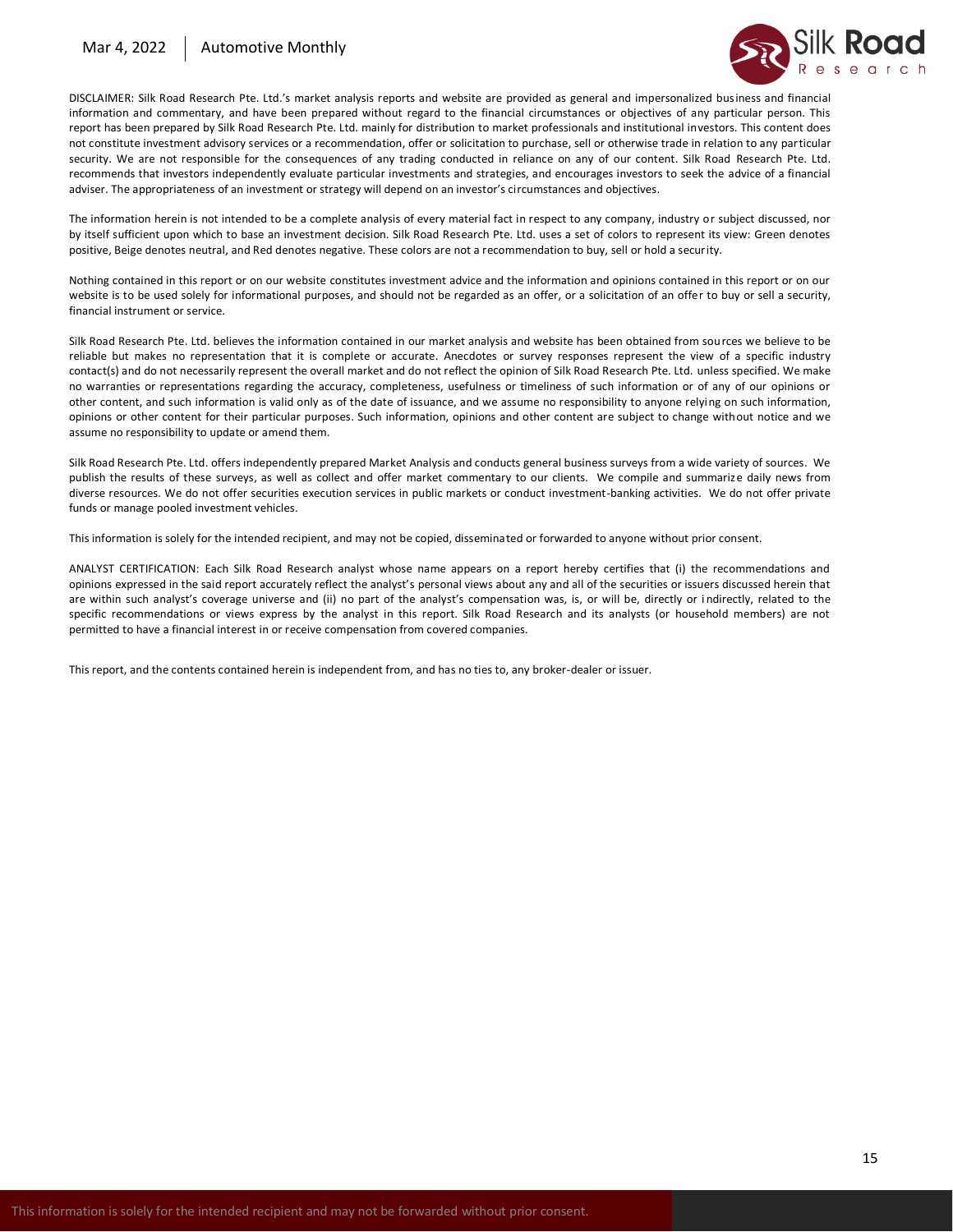DISCLAIMER: Silk Road Research Pte. Ltd.'s market analysis reports and website are provided as general and impersonalized business and financial information and commentary, and have been prepared without regard to the financial circumstances or objectives of any particular person. This report has been prepared by Silk Road Research Pte. Ltd. mainly for distribution to market professionals and institutional investors. This content does not constitute investment advisory services or a recommendation, offer or solicitation to purchase, sell or otherwise trade in relation to any particular security. We are not responsible for the consequences of any trading conducted in reliance on any of our content. Silk Road Research Pte. Ltd. recommends that investors independently evaluate particular investments and strategies, and encourages investors to seek the advice of a financial adviser. The appropriateness of an investment or strategy will depend on an investor's circumstances and objectives.

The information herein is not intended to be a complete analysis of every material fact in respect to any company, industry or subject discussed, nor by itself sufficient upon which to base an investment decision. Silk Road Research Pte. Ltd. uses a set of colors to represent its view: Green denotes positive, Beige denotes neutral, and Red denotes negative. These colors are not a recommendation to buy, sell or hold a security.

Nothing contained in this report or on our website constitutes investment advice and the information and opinions contained in this report or on our website is to be used solely for informational purposes, and should not be regarded as an offer, or a solicitation of an offer to buy or sell a security, financial instrument or service.

Silk Road Research Pte. Ltd. believes the information contained in our market analysis and website has been obtained from sources we believe to be reliable but makes no representation that it is complete or accurate. Anecdotes or survey responses represent the view of a specific industry contact(s) and do not necessarily represent the overall market and do not reflect the opinion of Silk Road Research Pte. Ltd. unless specified. We make no warranties or representations regarding the accuracy, completeness, usefulness or timeliness of such information or of any of our opinions or other content, and such information is valid only as of the date of issuance, and we assume no responsibility to anyone relying on such information, opinions or other content for their particular purposes. Such information, opinions and other content are subject to change without notice and we assume no responsibility to update or amend them.

Silk Road Research Pte. Ltd. offers independently prepared Market Analysis and conducts general business surveys from a wide variety of sources. We publish the results of these surveys, as well as collect and offer market commentary to our clients. We compile and summarize daily news from diverse resources. We do not offer securities execution services in public markets or conduct investment-banking activities. We do not offer private funds or manage pooled investment vehicles.

This information is solely for the intended recipient, and may not be copied, disseminated or forwarded to anyone without prior consent.

ANALYST CERTIFICATION: Each Silk Road Research analyst whose name appears on a report hereby certifies that (i) the recommendations and opinions expressed in the said report accurately reflect the analyst's personal views about any and all of the securities or issuers discussed herein that are within such analyst's coverage universe and (ii) no part of the analyst's compensation was, is, or will be, directly or indirectly, related to the specific recommendations or views express by the analyst in this report. Silk Road Research and its analysts (or household members) are not permitted to have a financial interest in or receive compensation from covered companies.

This report, and the contents contained herein is independent from, and has no ties to, any broker-dealer or issuer.